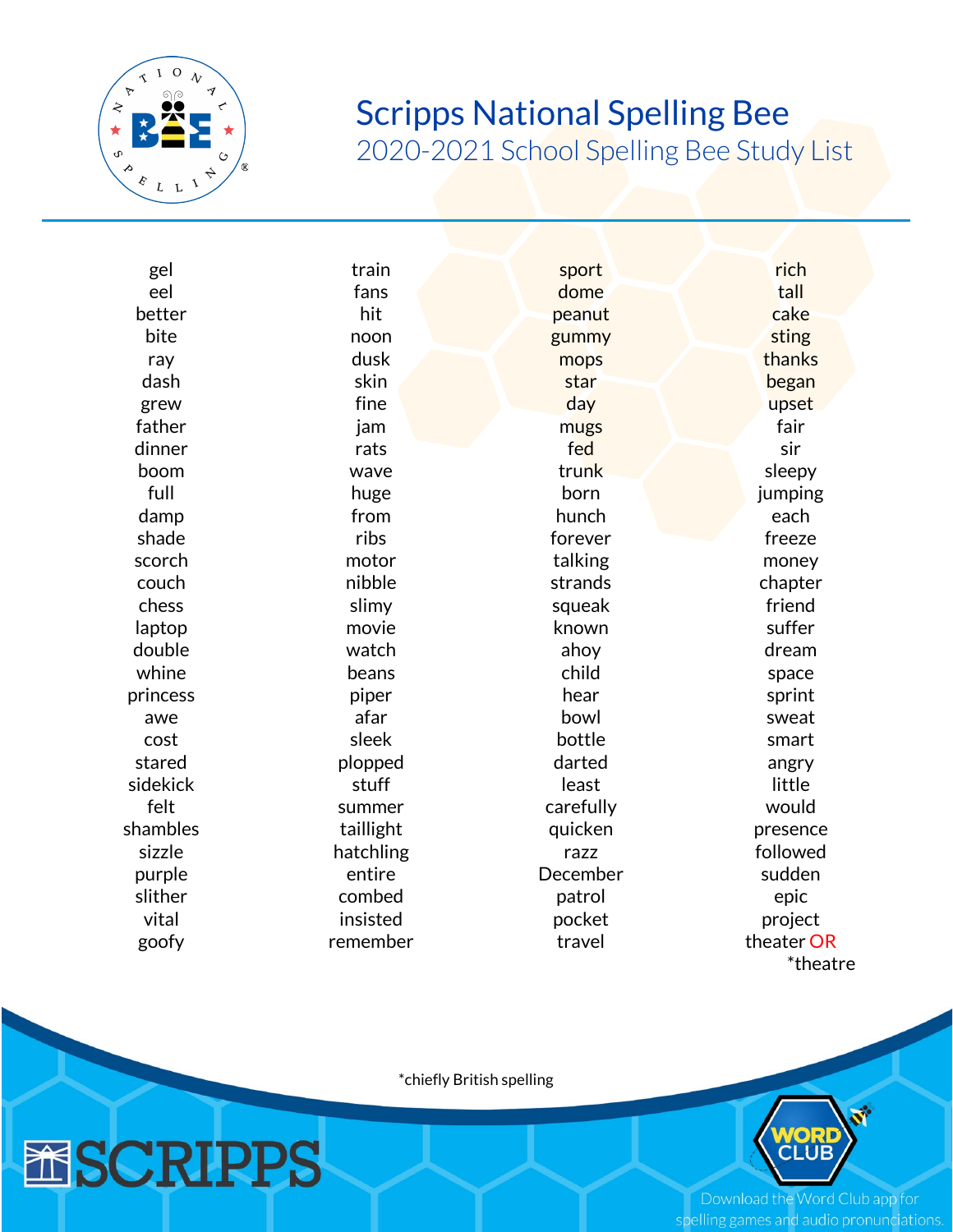# Scripps National Spelling Bee

## 2020-2021 School Spelling Bee Study List

gel
eel
better
bite
ray
dash
grew
father
dinner
boom
full
damp
shade
scorch
couch
chess
laptop
double
whine
princess
awe
cost
stared
sidekick
felt
shambles
sizzle
purple
slither
vital
goofy

train
fans
hit
noon
dusk
skin
fine
jam
rats
wave
huge
from
ribs
motor
nibble
slimy
movie
watch
beans
piper
afar
sleek
plopped
stuff
summer
taillight
hatchling
entire
combed
insisted
remember

sport
dome
peanut
gummy
mops
star
day
mugs
fed
trunk
born
hunch
forever
talking
strands
squeak
known
ahoy
child
hear
bowl
bottle
darted
least
carefully
quicken
razz
December
patrol
pocket
travel

rich
tall
cake
sting
thanks
began
upset
fair
sir
sleepy
jumping
each
freeze
money
chapter
friend
suffer
dream
space
sprint
sweat
smart
angry
little
would
presence
followed
sudden
epic
project
theater OR *theatre

*chiefly British spelling

Download the Word Club app for spelling games and audio pronunciations.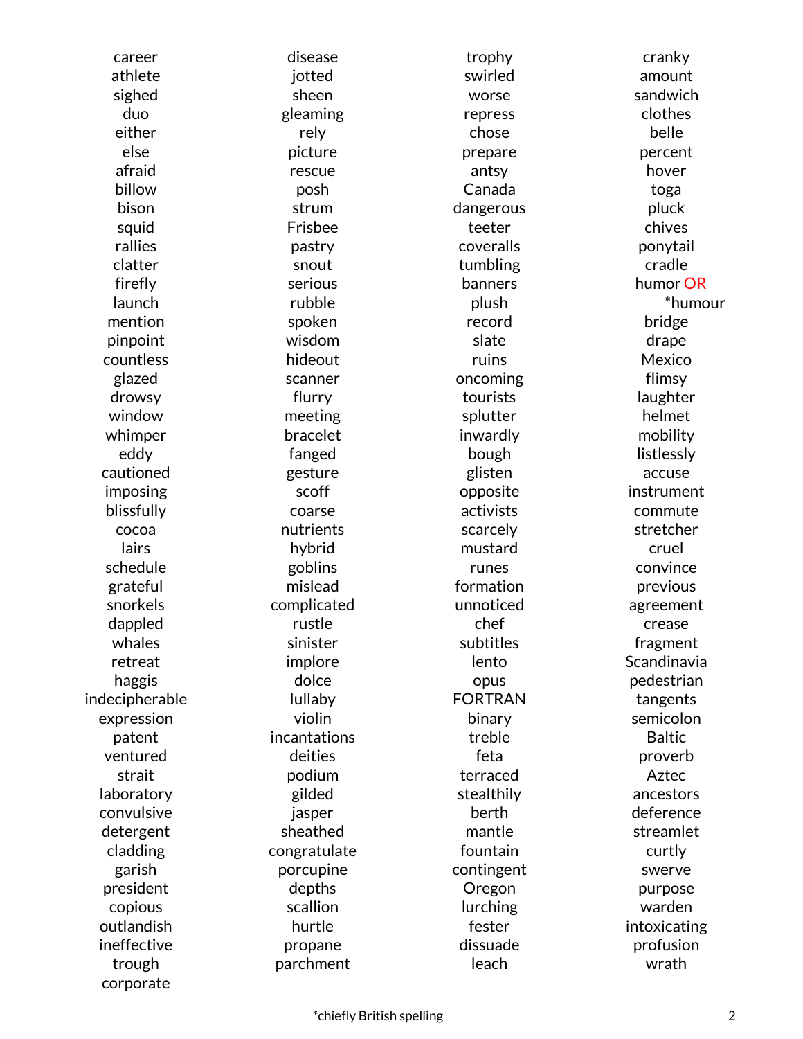career
athlete
sighed
duo
either
else
afraid
billow
bison
squid
rallies
clatter
firefly
launch
mention
pinpoint
countless
glazed
drowsy
window
whimper
eddy
cautioned
imposing
blissfully
cocoa
lairs
schedule
grateful
snorkels
dappled
whales
retreat
haggis
indecipherable
expression
patent
ventured
strait
laboratory
convulsive
detergent
cladding
garish
president
copious
outlandish
ineffective
trough
corporate

disease
jotted
sheen
gleaming
rely
picture
rescue
posh
strum
Frisbee
pastry
snout
serious
rubble
spoken
wisdom
hideout
scanner
flurry
meeting
bracelet
fanged
gesture
scoff
coarse
nutrients
hybrid
goblins
mislead
complicated
rustle
sinister
implore
dolce
lullaby
violin
incantations
deities
podium
gilded
jasper
sheathed
congratulate
porcupine
depths
scallion
hurtle
propane
parchment

trophy
swirled
worse
repress
chose
prepare
antsy
Canada
dangerous
teeter
coveralls
tumbling
banners
plush
record
slate
ruins
oncoming
tourists
splutter
inwardly
bough
glisten
opposite
activists
scarcely
mustard
runes
formation
unnoticed
chef
subtitles
lento
opus
FORTRAN
binary
treble
feta
terraced
stealthily
berth
mantle
fountain
contingent
Oregon
lurching
fester
dissuade
leach

cranky
amount
sandwich
clothes
belle
percent
hover
toga
pluck
chives
ponytail
cradle
humor OR
*humour
bridge
drape
Mexico
flimsy
laughter
helmet
mobility
listlessly
accuse
instrument
commute
stretcher
cruel
convince
previous
agreement
crease
fragment
Scandinavia
pedestrian
tangents
semicolon
Baltic
proverb
Aztec
ancestors
deference
streamlet
curtly
swerve
purpose
warden
intoxicating
profusion
wrath

*chiefly British spelling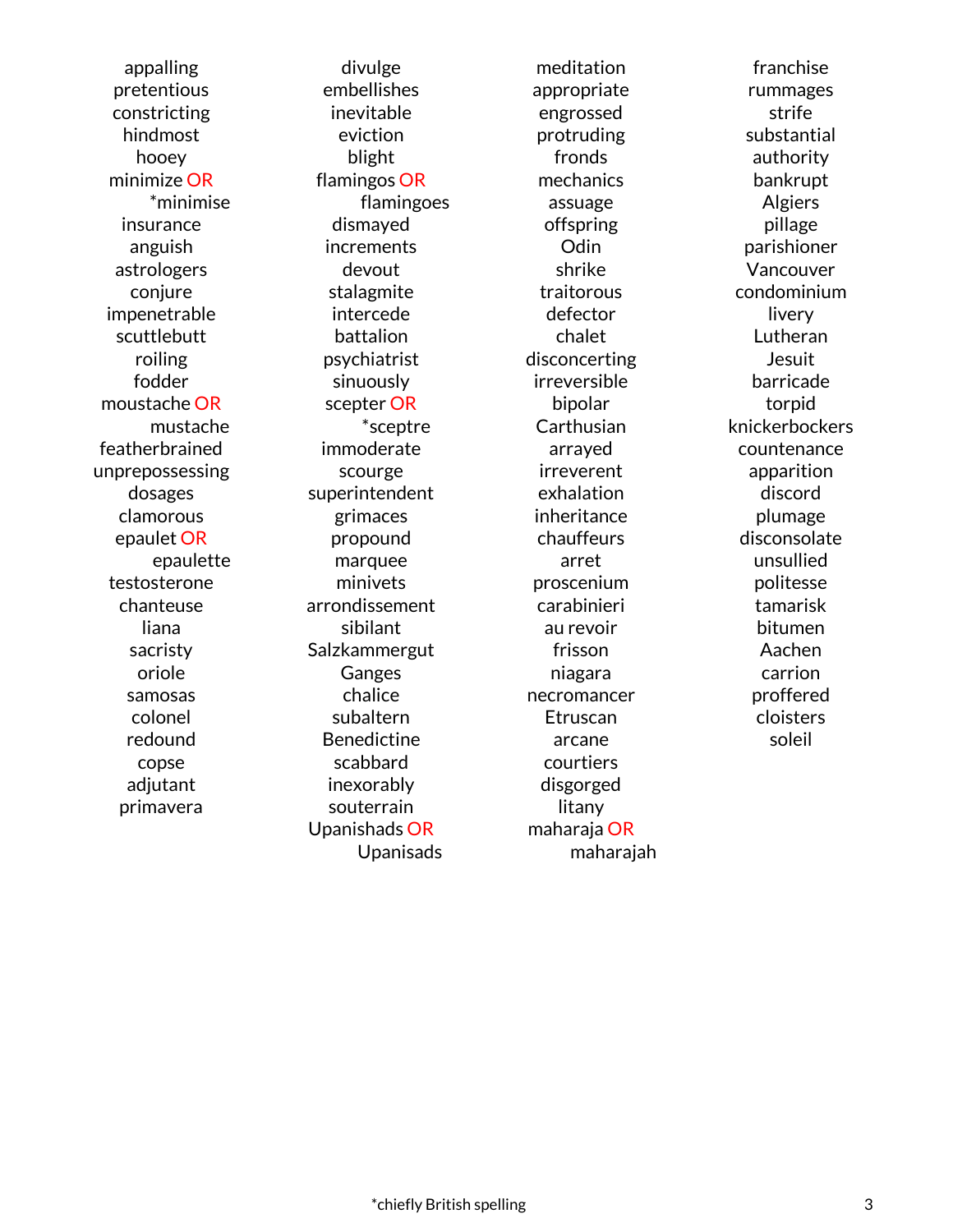appalling
pretentious
constricting
hindmost
hooey
minimize OR
*minimise
insurance
anguish
astrologers
conjure
impenetrable
scuttlebutt
roiling
fodder
moustache OR
mustache
featherbrained
unprepossessing
dosages
clamorous
epaulet OR
epaulette
testosterone
chanteuse
liana
sacristy
oriole
samosas
colonel
redound
copse
adjutant
primavera

divulge
embellishes
inevitable
eviction
blight
flamingos OR
flamingoes
dismayed
increments
devout
stalagmite
intercede
battalion
psychiatrist
sinuously
scepter OR
*sceptre
immoderate
scourge
superintendent
grimaces
propound
marquee
minivets
arrondissement
sibilant
Salzkammergut
Ganges
chalice
subaltern
Benedictine
scabbard
inexorably
souterrain
Upanishads OR
Upanisads

meditation
appropriate
engrossed
protruding
fronds
mechanics
assuage
offspring
Odin
shrike
traitorous
defector
chalet
disconcerting
irreversible
bipolar
Carthusian
arrayed
irreverent
exhalation
inheritance
chauffeurs
arret
proscenium
carabinieri
au revoir
frisson
niagara
necromancer
Etruscan
arcane
courtiers
disgorged
litany
maharaja OR
maharajah

franchise
rummages
strife
substantial
authority
bankrupt
Algiers
pillage
parishioner
Vancouver
condominium
livery
Lutheran
Jesuit
barricade
torpid
knickerbockers
countenance
apparition
discord
plumage
disconsolate
unsullied
politesse
tamarisk
bitumen
Aachen
carrion
proffered
cloisters
soleil

*chiefly British spelling